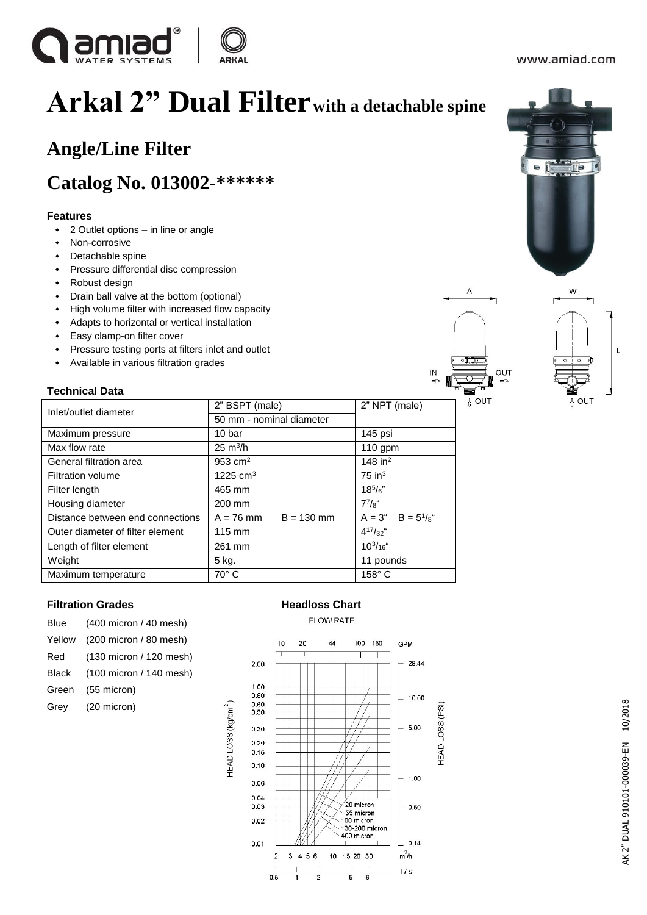# Arkal 2" Dual Filter with a detachable spine

## Angle/Line Filter

## Catalog No. 013002-******

### Features

- 2 Outlet options – in line or angle
- Non-corrosive
- Detachable spine
- Pressure differential disc compression
- Robust design
- Drain ball valve at the bottom (optional)
- High volume filter with increased flow capacity
- Adapts to horizontal or vertical installation
- Easy clamp-on filter cover
- Pressure testing ports at filters inlet and outlet
- Available in various filtration grades

### Technical Data

| Inlet/outlet diameter | 2" BSPT (male) / 50 mm - nominal diameter | 2" NPT (male) |
|---|---|---|
| Maximum pressure | 10 bar | 145 psi |
| Max flow rate | 25 $m^3$/h | 110 gpm |
| General filtration area | 953 $cm^2$ | 148 $in^2$ |
| Filtration volume | 1225 $cm^3$ | 75 $in^3$ |
| Filter length | 465 mm | $18^5/_6$" |
| Housing diameter | 200 mm | $7^7/_8$" |
| Distance between end connections | A = 76 mm B = 130 mm | A = 3" B = $5^1/_8$" |
| Outer diameter of filter element | 115 mm | $4^{17}/_{32}$" |
| Length of filter element | 261 mm | $10^3/_{16}$" |
| Weight | 5 kg. | 11 pounds |
| Maximum temperature | 70° C | 158° C |

### Filtration Grades

| | |
|---|---|
| Blue | (400 micron / 40 mesh) |
| Yellow | (200 micron / 80 mesh) |
| Red | (130 micron / 120 mesh) |
| Black | (100 micron / 140 mesh) |
| Green | (55 micron) |
| Grey | (20 micron) |

### Headloss Chart

FLOW RATE

GPM: 10, 20, 44, 100, 150

HEAD LOSS (kg/cm²): 0.01, 0.02, 0.03, 0.04, 0.06, 0.10, 0.15, 0.20, 0.30, 0.50, 0.60, 0.80, 1.00, 2.00

HEAD LOSS (PSI): 0.14, 0.50, 1.00, 5.00, 10.00, 28.44

m³/h: 2, 3, 4, 5, 6, 10, 15, 20, 30

l/s: 0.5, 1, 2, 5, 6

Curves: 20 micron, 55 micron, 100 micron, 130-200 micron, 400 micron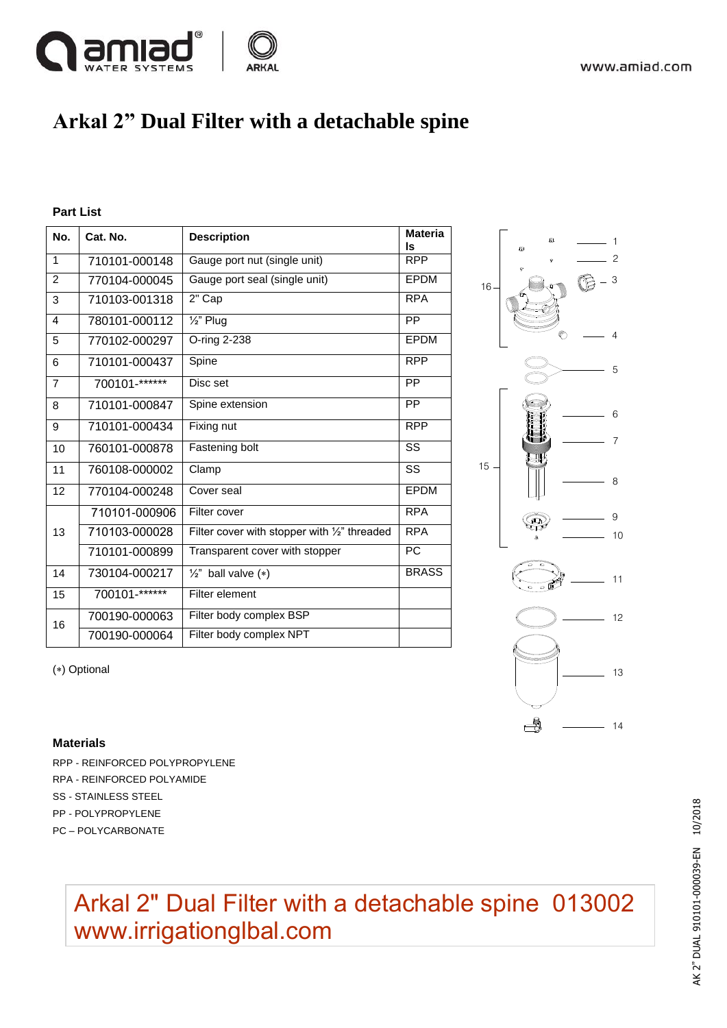# Arkal 2" Dual Filter with a detachable spine

**Part List**

| No. | Cat. No. | Description | Materials |
|---|---|---|---|
| 1 | 710101-000148 | Gauge port nut (single unit) | RPP |
| 2 | 770104-000045 | Gauge port seal (single unit) | EPDM |
| 3 | 710103-001318 | 2" Cap | RPA |
| 4 | 780101-000112 | ½" Plug | PP |
| 5 | 770102-000297 | O-ring 2-238 | EPDM |
| 6 | 710101-000437 | Spine | RPP |
| 7 | 700101-****** | Disc set | PP |
| 8 | 710101-000847 | Spine extension | PP |
| 9 | 710101-000434 | Fixing nut | RPP |
| 10 | 760101-000878 | Fastening bolt | SS |
| 11 | 760108-000002 | Clamp | SS |
| 12 | 770104-000248 | Cover seal | EPDM |
| 13 | 710101-000906 | Filter cover | RPA |
| | 710103-000028 | Filter cover with stopper with ½" threaded | RPA |
| | 710101-000899 | Transparent cover with stopper | PC |
| 14 | 730104-000217 | ½" ball valve (*) | BRASS |
| 15 | 700101-****** | Filter element | |
| 16 | 700190-000063 | Filter body complex BSP | |
| | 700190-000064 | Filter body complex NPT | |

(*) Optional

**Materials**

RPP - REINFORCED POLYPROPYLENE
RPA - REINFORCED POLYAMIDE
SS - STAINLESS STEEL
PP - POLYPROPYLENE
PC – POLYCARBONATE

Arkal 2" Dual Filter with a detachable spine 013002
www.irrigationglbal.com

AK 2" DUAL 910101-000039-EN 10/2018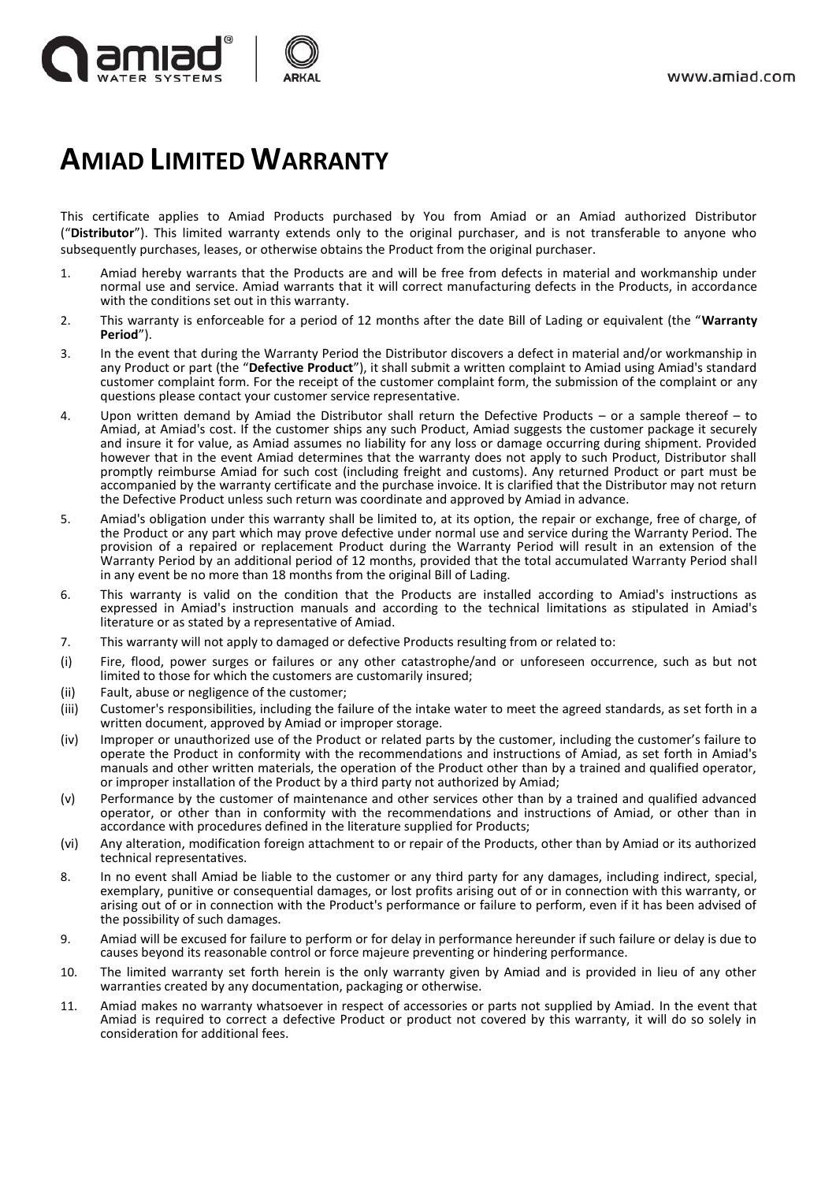# AMIAD LIMITED WARRANTY

This certificate applies to Amiad Products purchased by You from Amiad or an Amiad authorized Distributor ("**Distributor**"). This limited warranty extends only to the original purchaser, and is not transferable to anyone who subsequently purchases, leases, or otherwise obtains the Product from the original purchaser.

1. Amiad hereby warrants that the Products are and will be free from defects in material and workmanship under normal use and service. Amiad warrants that it will correct manufacturing defects in the Products, in accordance with the conditions set out in this warranty.
2. This warranty is enforceable for a period of 12 months after the date Bill of Lading or equivalent (the "**Warranty Period**").
3. In the event that during the Warranty Period the Distributor discovers a defect in material and/or workmanship in any Product or part (the "**Defective Product**"), it shall submit a written complaint to Amiad using Amiad's standard customer complaint form. For the receipt of the customer complaint form, the submission of the complaint or any questions please contact your customer service representative.
4. Upon written demand by Amiad the Distributor shall return the Defective Products – or a sample thereof – to Amiad, at Amiad's cost. If the customer ships any such Product, Amiad suggests the customer package it securely and insure it for value, as Amiad assumes no liability for any loss or damage occurring during shipment. Provided however that in the event Amiad determines that the warranty does not apply to such Product, Distributor shall promptly reimburse Amiad for such cost (including freight and customs). Any returned Product or part must be accompanied by the warranty certificate and the purchase invoice. It is clarified that the Distributor may not return the Defective Product unless such return was coordinate and approved by Amiad in advance.
5. Amiad's obligation under this warranty shall be limited to, at its option, the repair or exchange, free of charge, of the Product or any part which may prove defective under normal use and service during the Warranty Period. The provision of a repaired or replacement Product during the Warranty Period will result in an extension of the Warranty Period by an additional period of 12 months, provided that the total accumulated Warranty Period shall in any event be no more than 18 months from the original Bill of Lading.
6. This warranty is valid on the condition that the Products are installed according to Amiad's instructions as expressed in Amiad's instruction manuals and according to the technical limitations as stipulated in Amiad's literature or as stated by a representative of Amiad.
7. This warranty will not apply to damaged or defective Products resulting from or related to:

(i) Fire, flood, power surges or failures or any other catastrophe/and or unforeseen occurrence, such as but not limited to those for which the customers are customarily insured;

(ii) Fault, abuse or negligence of the customer;

(iii) Customer's responsibilities, including the failure of the intake water to meet the agreed standards, as set forth in a written document, approved by Amiad or improper storage.

(iv) Improper or unauthorized use of the Product or related parts by the customer, including the customer's failure to operate the Product in conformity with the recommendations and instructions of Amiad, as set forth in Amiad's manuals and other written materials, the operation of the Product other than by a trained and qualified operator, or improper installation of the Product by a third party not authorized by Amiad;

(v) Performance by the customer of maintenance and other services other than by a trained and qualified advanced operator, or other than in conformity with the recommendations and instructions of Amiad, or other than in accordance with procedures defined in the literature supplied for Products;

(vi) Any alteration, modification foreign attachment to or repair of the Products, other than by Amiad or its authorized technical representatives.

8. In no event shall Amiad be liable to the customer or any third party for any damages, including indirect, special, exemplary, punitive or consequential damages, or lost profits arising out of or in connection with this warranty, or arising out of or in connection with the Product's performance or failure to perform, even if it has been advised of the possibility of such damages.
9. Amiad will be excused for failure to perform or for delay in performance hereunder if such failure or delay is due to causes beyond its reasonable control or force majeure preventing or hindering performance.
10. The limited warranty set forth herein is the only warranty given by Amiad and is provided in lieu of any other warranties created by any documentation, packaging or otherwise.
11. Amiad makes no warranty whatsoever in respect of accessories or parts not supplied by Amiad. In the event that Amiad is required to correct a defective Product or product not covered by this warranty, it will do so solely in consideration for additional fees.